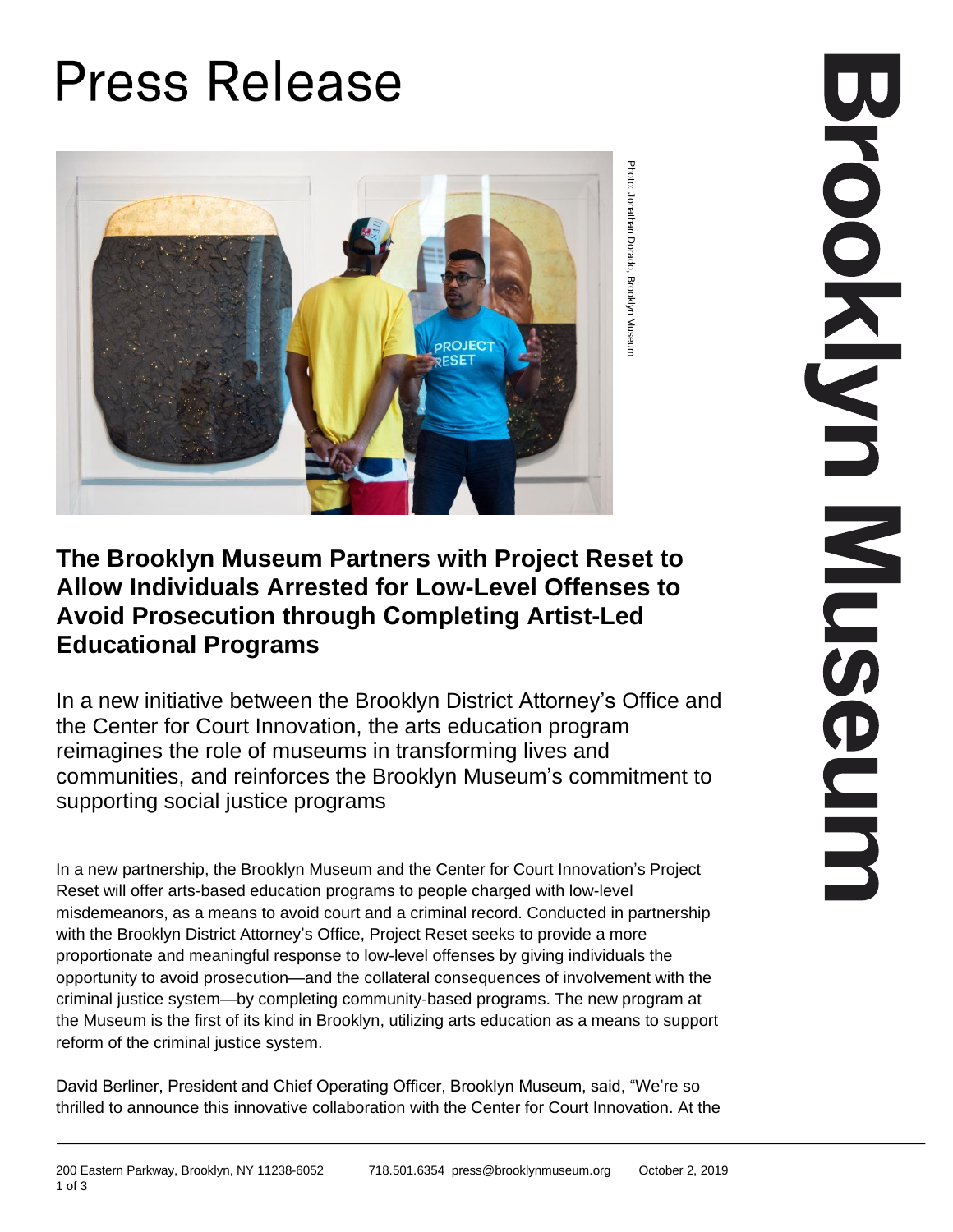# Press Release

Photo: Jonathan Dorado, Brooklyn Museum

## The Brooklyn Museum Partners with Project Reset to Allow Individuals Arrested for Low-Level Offenses to Avoid Prosecution through Completing Artist-Led Educational Programs

In a new initiative between the Brooklyn District Attorney's Office and the Center for Court Innovation, the arts education program reimagines the role of museums in transforming lives and communities, and reinforces the Brooklyn Museum's commitment to supporting social justice programs

In a new partnership, the Brooklyn Museum and the Center for Court Innovation's Project Reset will offer arts-based education programs to people charged with low-level misdemeanors, as a means to avoid court and a criminal record. Conducted in partnership with the Brooklyn District Attorney's Office, Project Reset seeks to provide a more proportionate and meaningful response to low-level offenses by giving individuals the opportunity to avoid prosecution—and the collateral consequences of involvement with the criminal justice system—by completing community-based programs. The new program at the Museum is the first of its kind in Brooklyn, utilizing arts education as a means to support reform of the criminal justice system.

David Berliner, President and Chief Operating Officer, Brooklyn Museum, said, "We're so thrilled to announce this innovative collaboration with the Center for Court Innovation. At the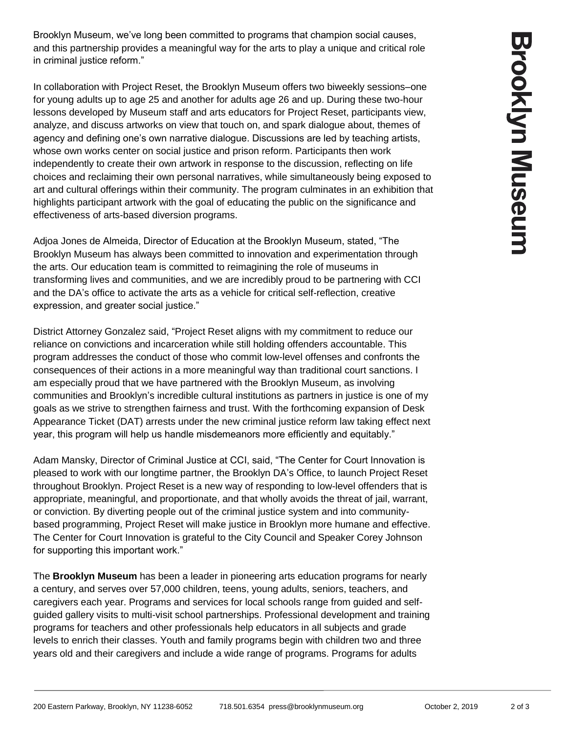Brooklyn Museum, we've long been committed to programs that champion social causes, and this partnership provides a meaningful way for the arts to play a unique and critical role in criminal justice reform."

In collaboration with Project Reset, the Brooklyn Museum offers two biweekly sessions–one for young adults up to age 25 and another for adults age 26 and up. During these two-hour lessons developed by Museum staff and arts educators for Project Reset, participants view, analyze, and discuss artworks on view that touch on, and spark dialogue about, themes of agency and defining one's own narrative dialogue. Discussions are led by teaching artists, whose own works center on social justice and prison reform. Participants then work independently to create their own artwork in response to the discussion, reflecting on life choices and reclaiming their own personal narratives, while simultaneously being exposed to art and cultural offerings within their community. The program culminates in an exhibition that highlights participant artwork with the goal of educating the public on the significance and effectiveness of arts-based diversion programs.

Adjoa Jones de Almeida, Director of Education at the Brooklyn Museum, stated, "The Brooklyn Museum has always been committed to innovation and experimentation through the arts. Our education team is committed to reimagining the role of museums in transforming lives and communities, and we are incredibly proud to be partnering with CCI and the DA's office to activate the arts as a vehicle for critical self-reflection, creative expression, and greater social justice."

District Attorney Gonzalez said, "Project Reset aligns with my commitment to reduce our reliance on convictions and incarceration while still holding offenders accountable. This program addresses the conduct of those who commit low-level offenses and confronts the consequences of their actions in a more meaningful way than traditional court sanctions. I am especially proud that we have partnered with the Brooklyn Museum, as involving communities and Brooklyn's incredible cultural institutions as partners in justice is one of my goals as we strive to strengthen fairness and trust. With the forthcoming expansion of Desk Appearance Ticket (DAT) arrests under the new criminal justice reform law taking effect next year, this program will help us handle misdemeanors more efficiently and equitably."

Adam Mansky, Director of Criminal Justice at CCI, said, "The Center for Court Innovation is pleased to work with our longtime partner, the Brooklyn DA's Office, to launch Project Reset throughout Brooklyn. Project Reset is a new way of responding to low-level offenders that is appropriate, meaningful, and proportionate, and that wholly avoids the threat of jail, warrant, or conviction. By diverting people out of the criminal justice system and into community-based programming, Project Reset will make justice in Brooklyn more humane and effective. The Center for Court Innovation is grateful to the City Council and Speaker Corey Johnson for supporting this important work."

The **Brooklyn Museum** has been a leader in pioneering arts education programs for nearly a century, and serves over 57,000 children, teens, young adults, seniors, teachers, and caregivers each year. Programs and services for local schools range from guided and self-guided gallery visits to multi-visit school partnerships. Professional development and training programs for teachers and other professionals help educators in all subjects and grade levels to enrich their classes. Youth and family programs begin with children two and three years old and their caregivers and include a wide range of programs. Programs for adults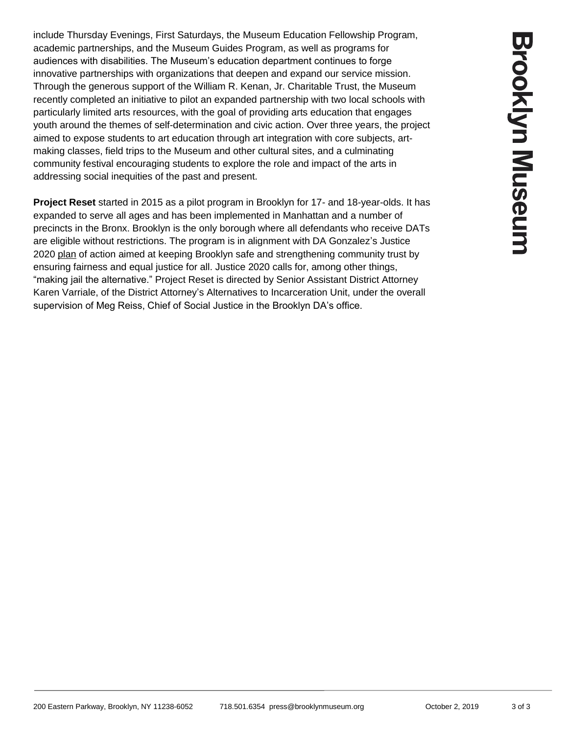include Thursday Evenings, First Saturdays, the Museum Education Fellowship Program, academic partnerships, and the Museum Guides Program, as well as programs for audiences with disabilities. The Museum's education department continues to forge innovative partnerships with organizations that deepen and expand our service mission. Through the generous support of the William R. Kenan, Jr. Charitable Trust, the Museum recently completed an initiative to pilot an expanded partnership with two local schools with particularly limited arts resources, with the goal of providing arts education that engages youth around the themes of self-determination and civic action. Over three years, the project aimed to expose students to art education through art integration with core subjects, art-making classes, field trips to the Museum and other cultural sites, and a culminating community festival encouraging students to explore the role and impact of the arts in addressing social inequities of the past and present.

**Project Reset** started in 2015 as a pilot program in Brooklyn for 17- and 18-year-olds. It has expanded to serve all ages and has been implemented in Manhattan and a number of precincts in the Bronx. Brooklyn is the only borough where all defendants who receive DATs are eligible without restrictions. The program is in alignment with DA Gonzalez's Justice 2020 plan of action aimed at keeping Brooklyn safe and strengthening community trust by ensuring fairness and equal justice for all. Justice 2020 calls for, among other things, "making jail the alternative." Project Reset is directed by Senior Assistant District Attorney Karen Varriale, of the District Attorney's Alternatives to Incarceration Unit, under the overall supervision of Meg Reiss, Chief of Social Justice in the Brooklyn DA's office.